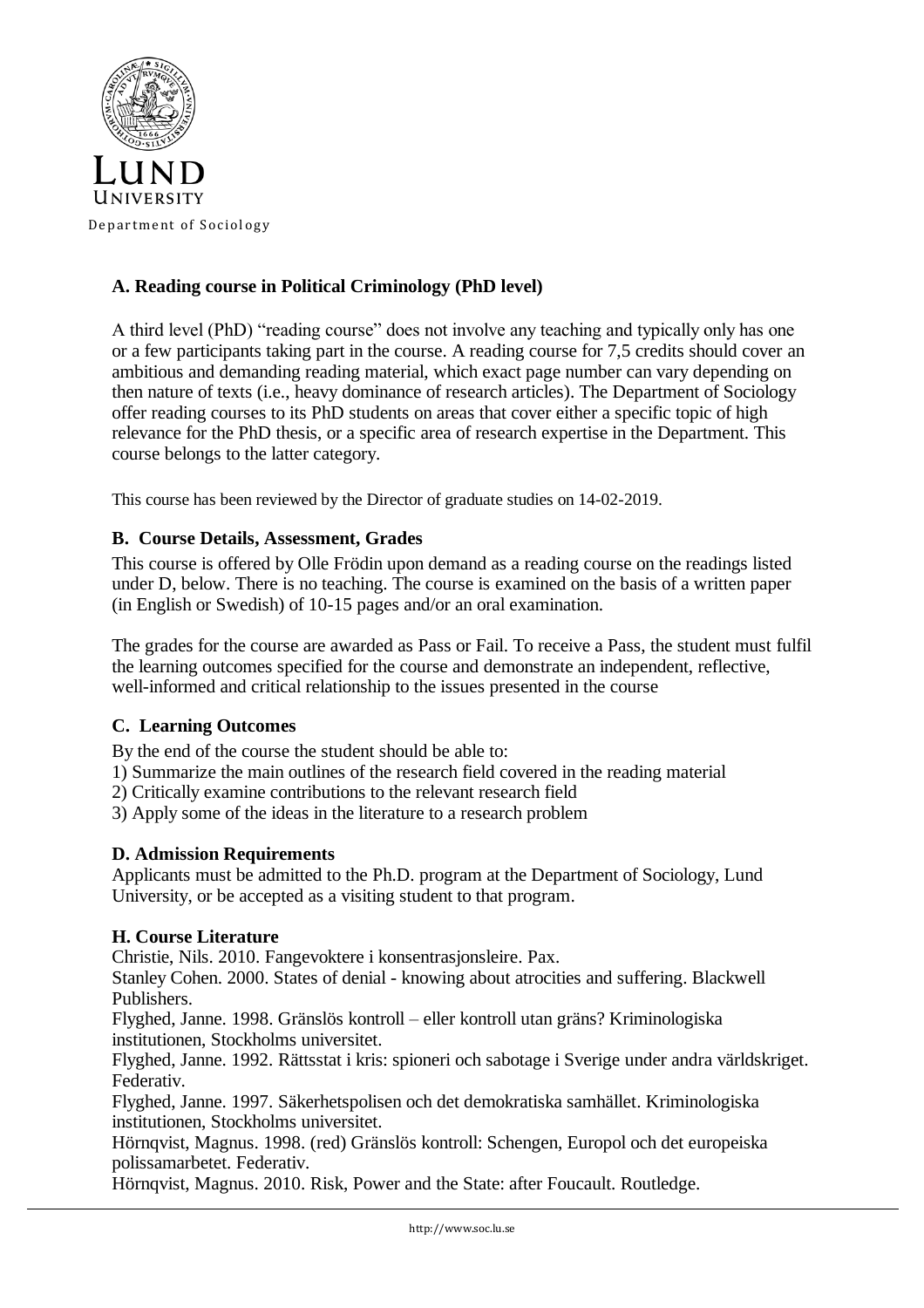LUND UNIVERSITY

Department of Sociology

## A. Reading course in Political Criminology (PhD level)

A third level (PhD) "reading course" does not involve any teaching and typically only has one or a few participants taking part in the course. A reading course for 7,5 credits should cover an ambitious and demanding reading material, which exact page number can vary depending on then nature of texts (i.e., heavy dominance of research articles). The Department of Sociology offer reading courses to its PhD students on areas that cover either a specific topic of high relevance for the PhD thesis, or a specific area of research expertise in the Department. This course belongs to the latter category.

This course has been reviewed by the Director of graduate studies on 14-02-2019.

## B. Course Details, Assessment, Grades

This course is offered by Olle Frödin upon demand as a reading course on the readings listed under D, below. There is no teaching. The course is examined on the basis of a written paper (in English or Swedish) of 10-15 pages and/or an oral examination.

The grades for the course are awarded as Pass or Fail. To receive a Pass, the student must fulfil the learning outcomes specified for the course and demonstrate an independent, reflective, well-informed and critical relationship to the issues presented in the course

## C. Learning Outcomes

By the end of the course the student should be able to:

1) Summarize the main outlines of the research field covered in the reading material
2) Critically examine contributions to the relevant research field
3) Apply some of the ideas in the literature to a research problem

## D. Admission Requirements

Applicants must be admitted to the Ph.D. program at the Department of Sociology, Lund University, or be accepted as a visiting student to that program.

## H. Course Literature

Christie, Nils. 2010. Fangevoktere i konsentrasjonsleire. Pax.

Stanley Cohen. 2000. States of denial - knowing about atrocities and suffering. Blackwell Publishers.

Flyghed, Janne. 1998. Gränslös kontroll – eller kontroll utan gräns? Kriminologiska institutionen, Stockholms universitet.

Flyghed, Janne. 1992. Rättsstat i kris: spioneri och sabotage i Sverige under andra världskriget. Federativ.

Flyghed, Janne. 1997. Säkerhetspolisen och det demokratiska samhället. Kriminologiska institutionen, Stockholms universitet.

Hörnqvist, Magnus. 1998. (red) Gränslös kontroll: Schengen, Europol och det europeiska polissamarbetet. Federativ.

Hörnqvist, Magnus. 2010. Risk, Power and the State: after Foucault. Routledge.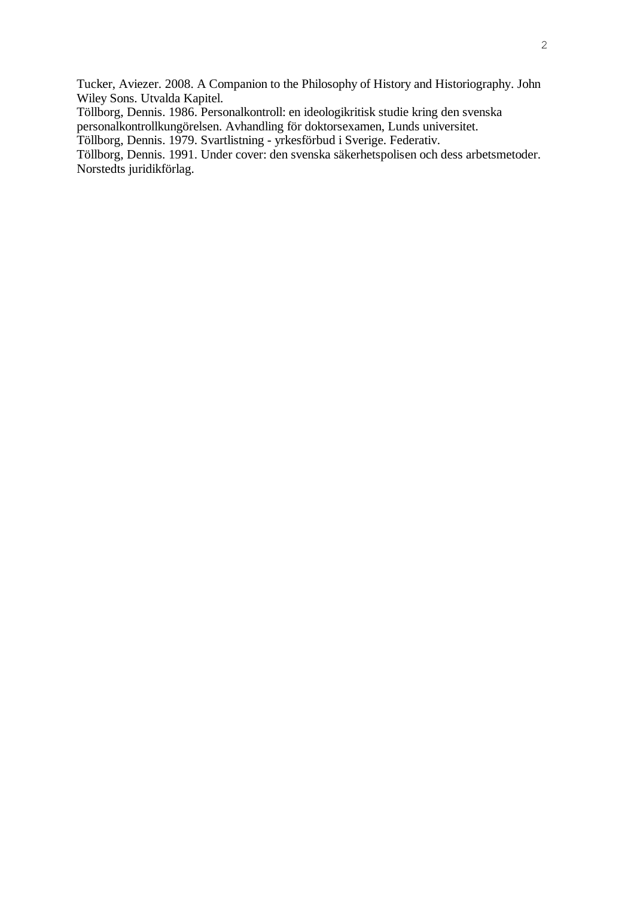Tucker, Aviezer. 2008. A Companion to the Philosophy of History and Historiography. John Wiley Sons. Utvalda Kapitel.
Töllborg, Dennis. 1986. Personalkontroll: en ideologikritisk studie kring den svenska personalkontrollkungörelsen. Avhandling för doktorsexamen, Lunds universitet.
Töllborg, Dennis. 1979. Svartlistning - yrkesförbud i Sverige. Federativ.
Töllborg, Dennis. 1991. Under cover: den svenska säkerhetspolisen och dess arbetsmetoder. Norstedts juridikförlag.